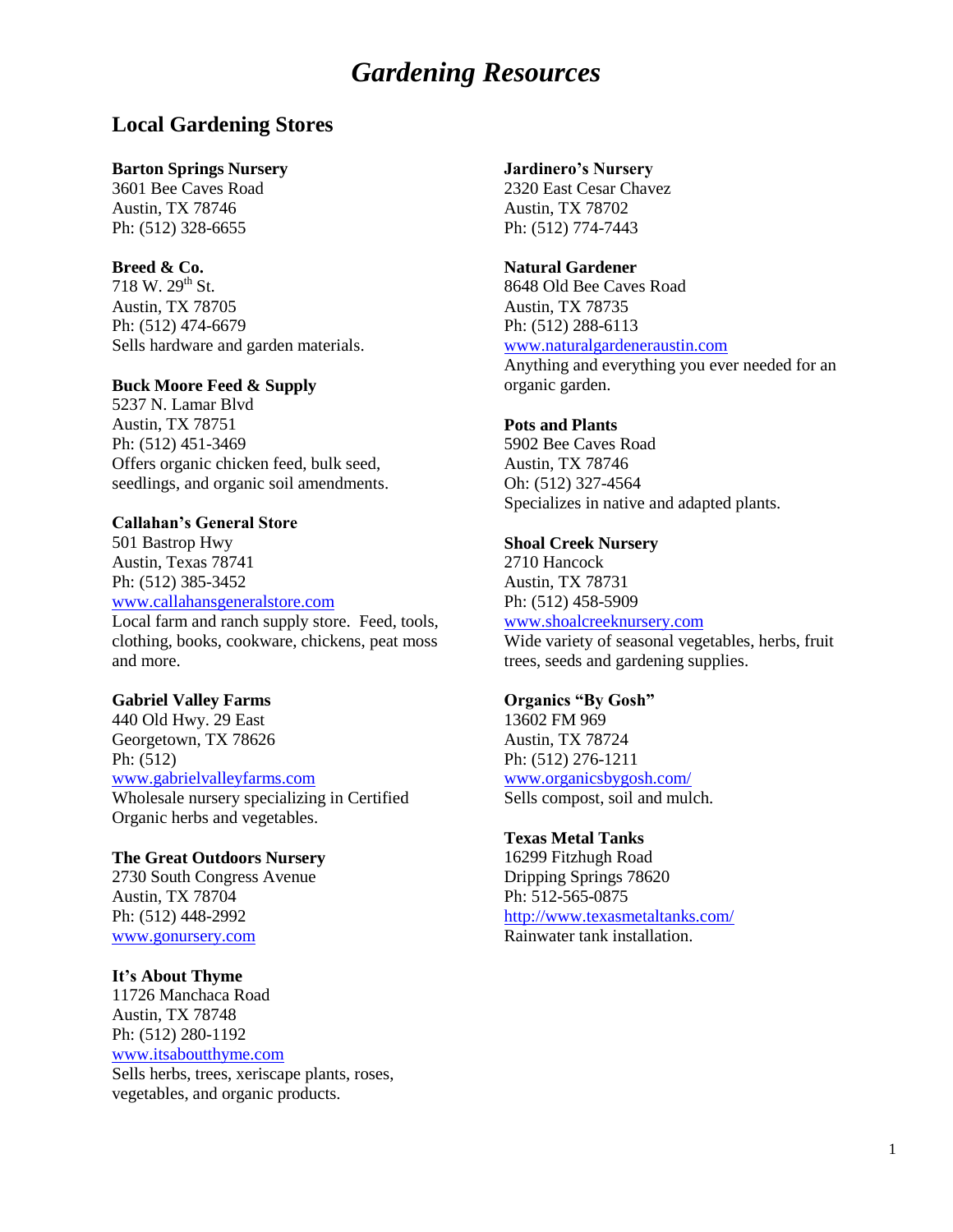# *Gardening Resources*

## Local Gardening Stores

**Barton Springs Nursery**
3601 Bee Caves Road
Austin, TX 78746
Ph: (512) 328-6655

**Breed & Co.**
718 W. 29th St.
Austin, TX 78705
Ph: (512) 474-6679
Sells hardware and garden materials.

**Buck Moore Feed & Supply**
5237 N. Lamar Blvd
Austin, TX 78751
Ph: (512) 451-3469
Offers organic chicken feed, bulk seed, seedlings, and organic soil amendments.

**Callahan's General Store**
501 Bastrop Hwy
Austin, Texas 78741
Ph: (512) 385-3452
www.callahansgeneralstore.com
Local farm and ranch supply store. Feed, tools, clothing, books, cookware, chickens, peat moss and more.

**Gabriel Valley Farms**
440 Old Hwy. 29 East
Georgetown, TX 78626
Ph: (512)
www.gabrielvalleyfarms.com
Wholesale nursery specializing in Certified Organic herbs and vegetables.

**The Great Outdoors Nursery**
2730 South Congress Avenue
Austin, TX 78704
Ph: (512) 448-2992
www.gonursery.com

**It's About Thyme**
11726 Manchaca Road
Austin, TX 78748
Ph: (512) 280-1192
www.itsaboutthyme.com
Sells herbs, trees, xeriscape plants, roses, vegetables, and organic products.

**Jardinero's Nursery**
2320 East Cesar Chavez
Austin, TX 78702
Ph: (512) 774-7443

**Natural Gardener**
8648 Old Bee Caves Road
Austin, TX 78735
Ph: (512) 288-6113
www.naturalgardeneraustin.com
Anything and everything you ever needed for an organic garden.

**Pots and Plants**
5902 Bee Caves Road
Austin, TX 78746
Oh: (512) 327-4564
Specializes in native and adapted plants.

**Shoal Creek Nursery**
2710 Hancock
Austin, TX 78731
Ph: (512) 458-5909
www.shoalcreeknursery.com
Wide variety of seasonal vegetables, herbs, fruit trees, seeds and gardening supplies.

**Organics "By Gosh"**
13602 FM 969
Austin, TX 78724
Ph: (512) 276-1211
www.organicsbygosh.com/
Sells compost, soil and mulch.

**Texas Metal Tanks**
16299 Fitzhugh Road
Dripping Springs 78620
Ph: 512-565-0875
http://www.texasmetaltanks.com/
Rainwater tank installation.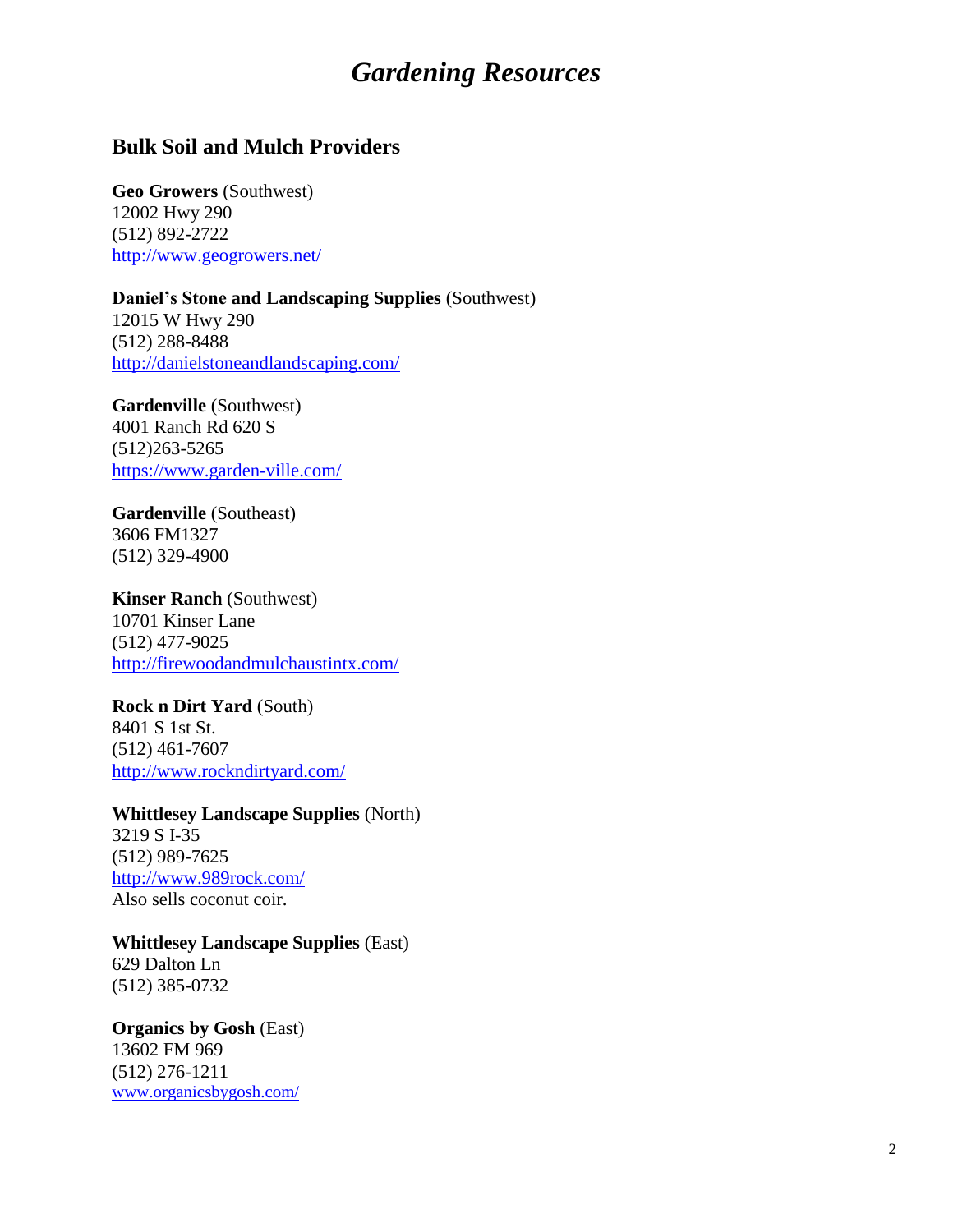# *Gardening Resources*

## Bulk Soil and Mulch Providers

**Geo Growers** (Southwest)
12002 Hwy 290
(512) 892-2722
http://www.geogrowers.net/

**Daniel's Stone and Landscaping Supplies** (Southwest)
12015 W Hwy 290
(512) 288-8488
http://danielstoneandlandscaping.com/

**Gardenville** (Southwest)
4001 Ranch Rd 620 S
(512)263-5265
https://www.garden-ville.com/

**Gardenville** (Southeast)
3606 FM1327
(512) 329-4900

**Kinser Ranch** (Southwest)
10701 Kinser Lane
(512) 477-9025
http://firewoodandmulchaustintx.com/

**Rock n Dirt Yard** (South)
8401 S 1st St.
(512) 461-7607
http://www.rockndirtyard.com/

**Whittlesey Landscape Supplies** (North)
3219 S I-35
(512) 989-7625
http://www.989rock.com/
Also sells coconut coir.

**Whittlesey Landscape Supplies** (East)
629 Dalton Ln
(512) 385-0732

**Organics by Gosh** (East)
13602 FM 969
(512) 276-1211
www.organicsbygosh.com/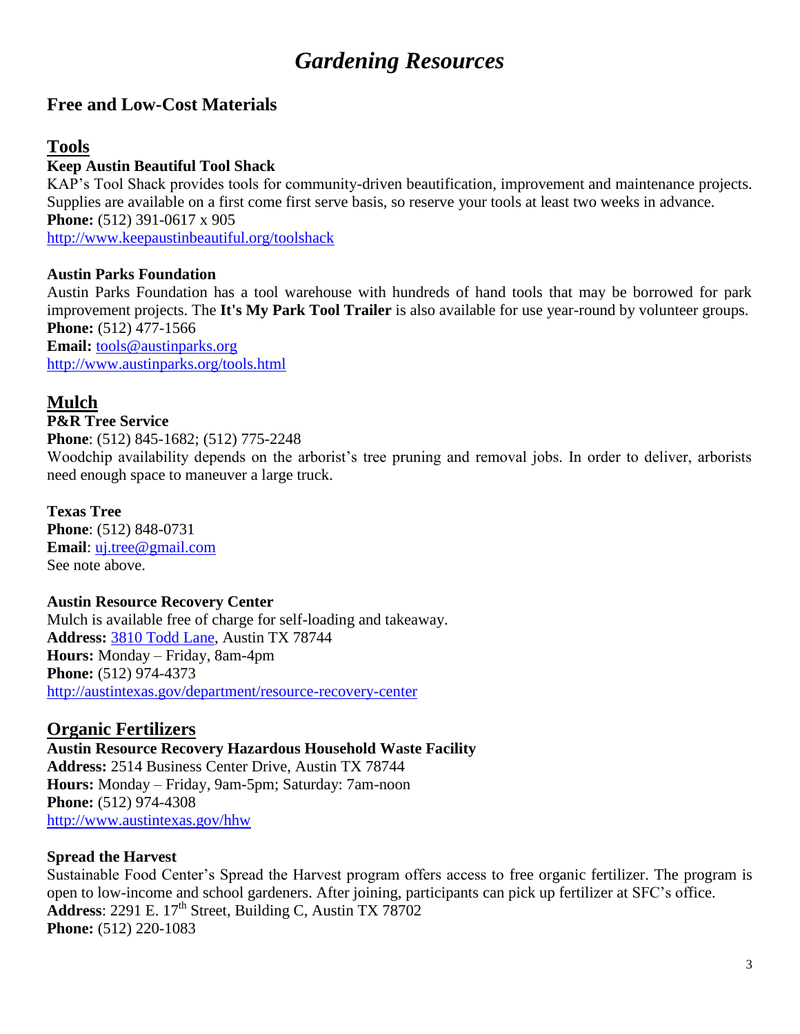# *Gardening Resources*

## Free and Low-Cost Materials

### Tools

**Keep Austin Beautiful Tool Shack**

KAP's Tool Shack provides tools for community-driven beautification, improvement and maintenance projects. Supplies are available on a first come first serve basis, so reserve your tools at least two weeks in advance.

**Phone:** (512) 391-0617 x 905

http://www.keepaustinbeautiful.org/toolshack

**Austin Parks Foundation**

Austin Parks Foundation has a tool warehouse with hundreds of hand tools that may be borrowed for park improvement projects. The **It's My Park Tool Trailer** is also available for use year-round by volunteer groups.

**Phone:** (512) 477-1566

**Email:** tools@austinparks.org

http://www.austinparks.org/tools.html

### Mulch

**P&R Tree Service**

**Phone**: (512) 845-1682; (512) 775-2248

Woodchip availability depends on the arborist's tree pruning and removal jobs. In order to deliver, arborists need enough space to maneuver a large truck.

**Texas Tree**

**Phone**: (512) 848-0731

**Email**: uj.tree@gmail.com

See note above.

**Austin Resource Recovery Center**

Mulch is available free of charge for self-loading and takeaway.

**Address:** 3810 Todd Lane, Austin TX 78744

**Hours:** Monday – Friday, 8am-4pm

**Phone:** (512) 974-4373

http://austintexas.gov/department/resource-recovery-center

### Organic Fertilizers

**Austin Resource Recovery Hazardous Household Waste Facility**

**Address:** 2514 Business Center Drive, Austin TX 78744

**Hours:** Monday – Friday, 9am-5pm; Saturday: 7am-noon

**Phone:** (512) 974-4308

http://www.austintexas.gov/hhw

**Spread the Harvest**

Sustainable Food Center's Spread the Harvest program offers access to free organic fertilizer. The program is open to low-income and school gardeners. After joining, participants can pick up fertilizer at SFC's office.

**Address**: 2291 E. 17th Street, Building C, Austin TX 78702

**Phone:** (512) 220-1083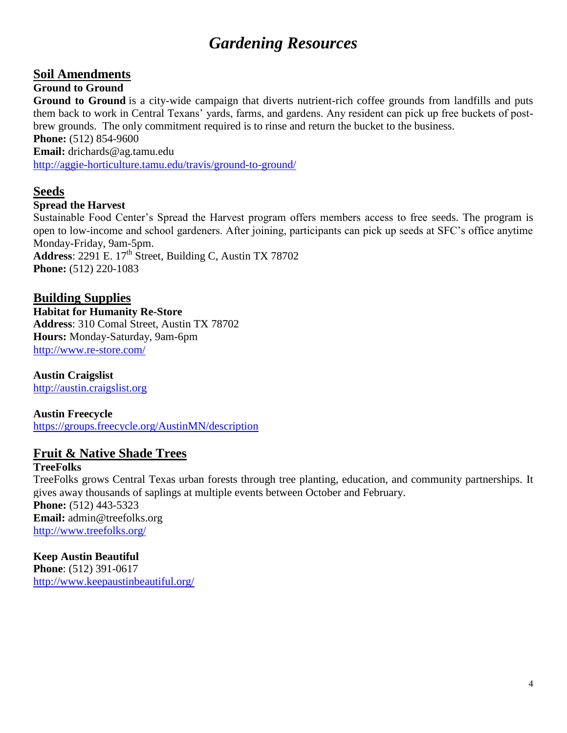# *Gardening Resources*

## Soil Amendments

**Ground to Ground**

**Ground to Ground** is a city-wide campaign that diverts nutrient-rich coffee grounds from landfills and puts them back to work in Central Texans' yards, farms, and gardens. Any resident can pick up free buckets of post-brew grounds. The only commitment required is to rinse and return the bucket to the business.

**Phone:** (512) 854-9600

**Email:** drichards@ag.tamu.edu

http://aggie-horticulture.tamu.edu/travis/ground-to-ground/

## Seeds

**Spread the Harvest**

Sustainable Food Center's Spread the Harvest program offers members access to free seeds. The program is open to low-income and school gardeners. After joining, participants can pick up seeds at SFC's office anytime Monday-Friday, 9am-5pm.

**Address**: 2291 E. 17th Street, Building C, Austin TX 78702

**Phone:** (512) 220-1083

## Building Supplies

**Habitat for Humanity Re-Store**

**Address**: 310 Comal Street, Austin TX 78702

**Hours:** Monday-Saturday, 9am-6pm

http://www.re-store.com/

**Austin Craigslist**

http://austin.craigslist.org

**Austin Freecycle**

https://groups.freecycle.org/AustinMN/description

## Fruit & Native Shade Trees

**TreeFolks**

TreeFolks grows Central Texas urban forests through tree planting, education, and community partnerships. It gives away thousands of saplings at multiple events between October and February.

**Phone:** (512) 443-5323

**Email:** admin@treefolks.org

http://www.treefolks.org/

**Keep Austin Beautiful**

**Phone**: (512) 391-0617

http://www.keepaustinbeautiful.org/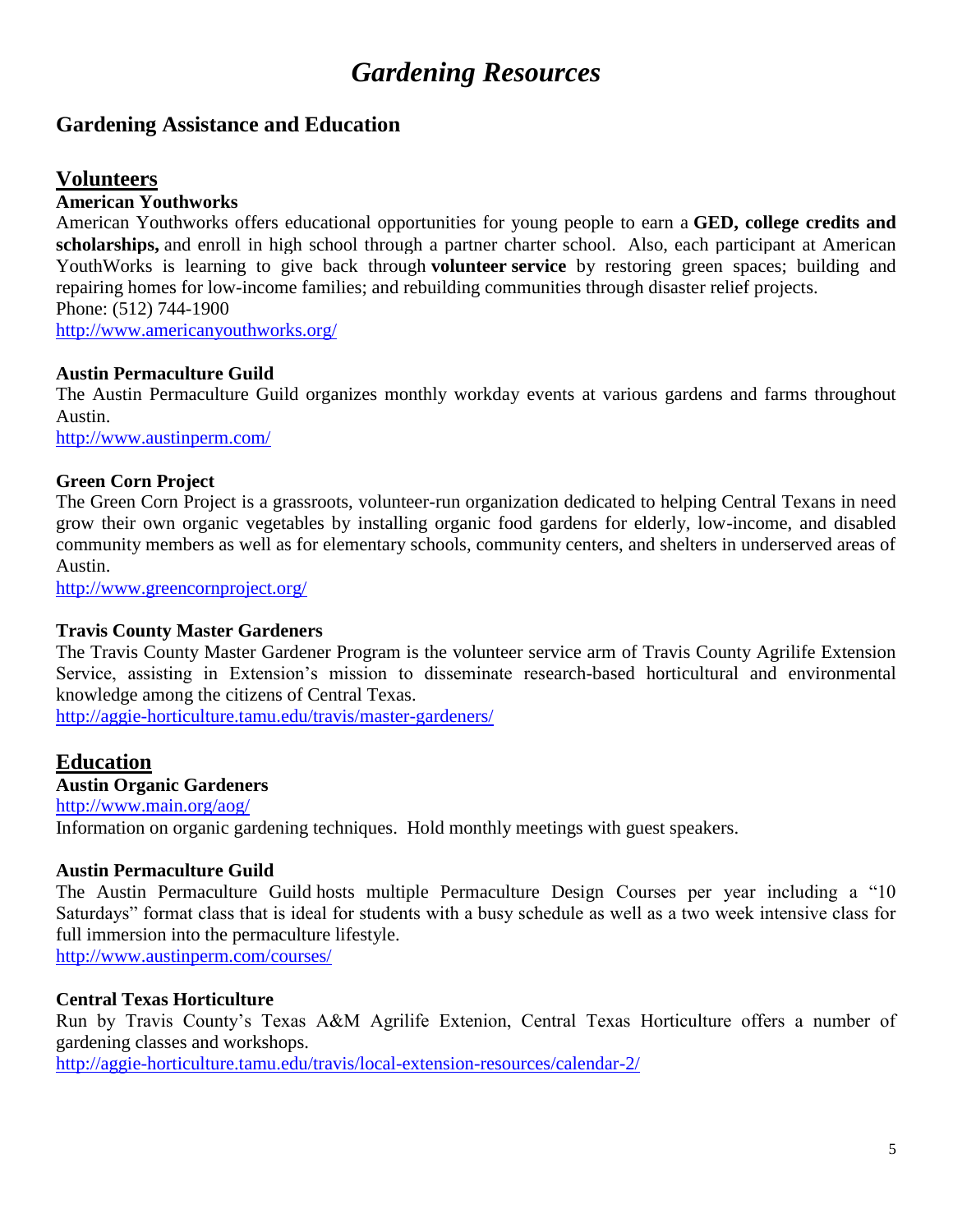# *Gardening Resources*

## Gardening Assistance and Education

### Volunteers

**American Youthworks**

American Youthworks offers educational opportunities for young people to earn a **GED, college credits and scholarships,** and enroll in high school through a partner charter school. Also, each participant at American YouthWorks is learning to give back through **volunteer service** by restoring green spaces; building and repairing homes for low-income families; and rebuilding communities through disaster relief projects.
Phone: (512) 744-1900
http://www.americanyouthworks.org/

**Austin Permaculture Guild**

The Austin Permaculture Guild organizes monthly workday events at various gardens and farms throughout Austin.
http://www.austinperm.com/

**Green Corn Project**

The Green Corn Project is a grassroots, volunteer-run organization dedicated to helping Central Texans in need grow their own organic vegetables by installing organic food gardens for elderly, low-income, and disabled community members as well as for elementary schools, community centers, and shelters in underserved areas of Austin.
http://www.greencornproject.org/

**Travis County Master Gardeners**

The Travis County Master Gardener Program is the volunteer service arm of Travis County Agrilife Extension Service, assisting in Extension's mission to disseminate research-based horticultural and environmental knowledge among the citizens of Central Texas.
http://aggie-horticulture.tamu.edu/travis/master-gardeners/

### Education

**Austin Organic Gardeners**

http://www.main.org/aog/
Information on organic gardening techniques. Hold monthly meetings with guest speakers.

**Austin Permaculture Guild**

The Austin Permaculture Guild hosts multiple Permaculture Design Courses per year including a "10 Saturdays" format class that is ideal for students with a busy schedule as well as a two week intensive class for full immersion into the permaculture lifestyle.
http://www.austinperm.com/courses/

**Central Texas Horticulture**

Run by Travis County's Texas A&M Agrilife Extenion, Central Texas Horticulture offers a number of gardening classes and workshops.
http://aggie-horticulture.tamu.edu/travis/local-extension-resources/calendar-2/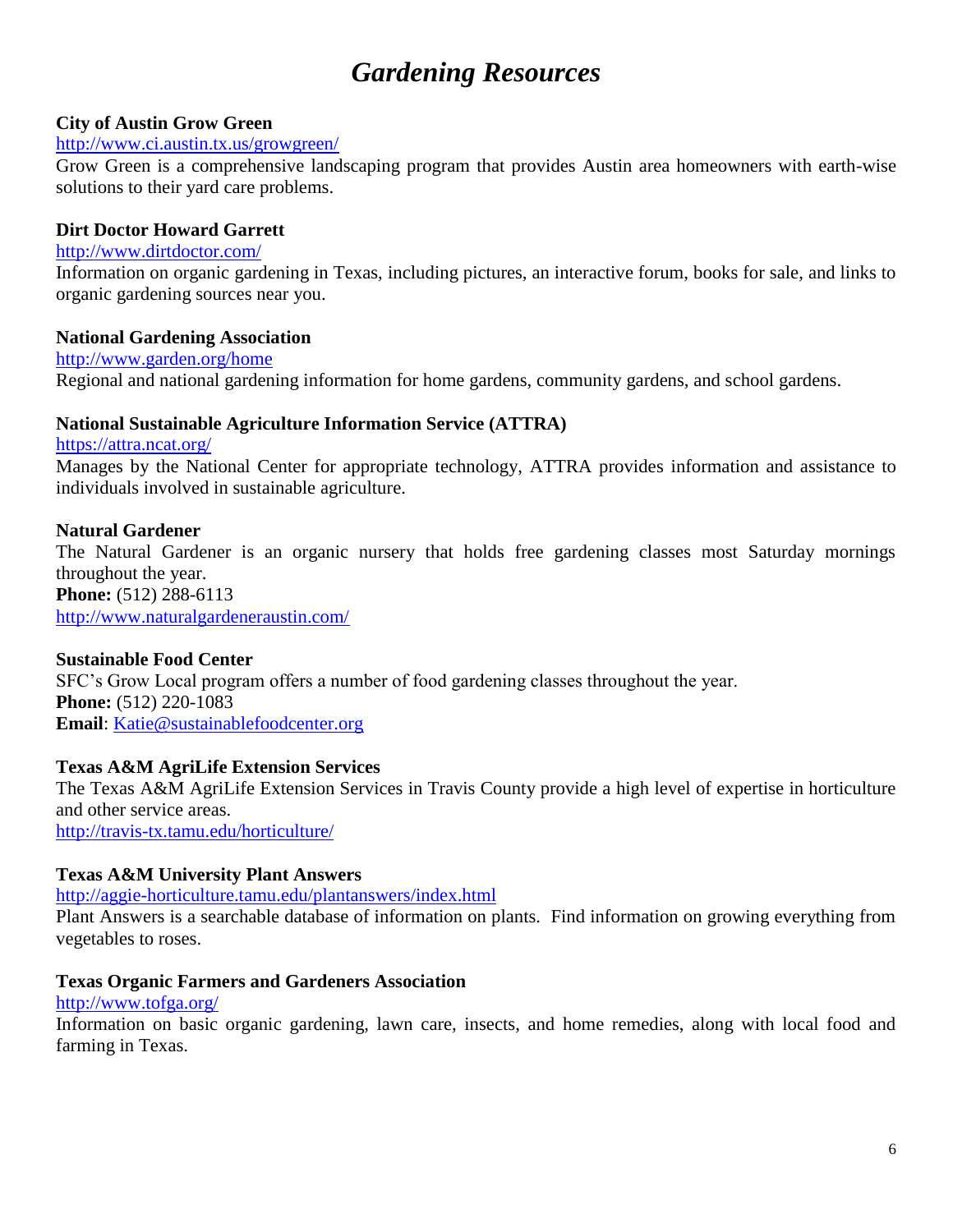# *Gardening Resources*

**City of Austin Grow Green**

http://www.ci.austin.tx.us/growgreen/

Grow Green is a comprehensive landscaping program that provides Austin area homeowners with earth-wise solutions to their yard care problems.

**Dirt Doctor Howard Garrett**

http://www.dirtdoctor.com/

Information on organic gardening in Texas, including pictures, an interactive forum, books for sale, and links to organic gardening sources near you.

**National Gardening Association**

http://www.garden.org/home

Regional and national gardening information for home gardens, community gardens, and school gardens.

**National Sustainable Agriculture Information Service (ATTRA)**

https://attra.ncat.org/

Manages by the National Center for appropriate technology, ATTRA provides information and assistance to individuals involved in sustainable agriculture.

**Natural Gardener**

The Natural Gardener is an organic nursery that holds free gardening classes most Saturday mornings throughout the year.

**Phone:** (512) 288-6113

http://www.naturalgardeneraustin.com/

**Sustainable Food Center**

SFC's Grow Local program offers a number of food gardening classes throughout the year.

**Phone:** (512) 220-1083

**Email**: Katie@sustainablefoodcenter.org

**Texas A&M AgriLife Extension Services**

The Texas A&M AgriLife Extension Services in Travis County provide a high level of expertise in horticulture and other service areas.

http://travis-tx.tamu.edu/horticulture/

**Texas A&M University Plant Answers**

http://aggie-horticulture.tamu.edu/plantanswers/index.html

Plant Answers is a searchable database of information on plants. Find information on growing everything from vegetables to roses.

**Texas Organic Farmers and Gardeners Association**

http://www.tofga.org/

Information on basic organic gardening, lawn care, insects, and home remedies, along with local food and farming in Texas.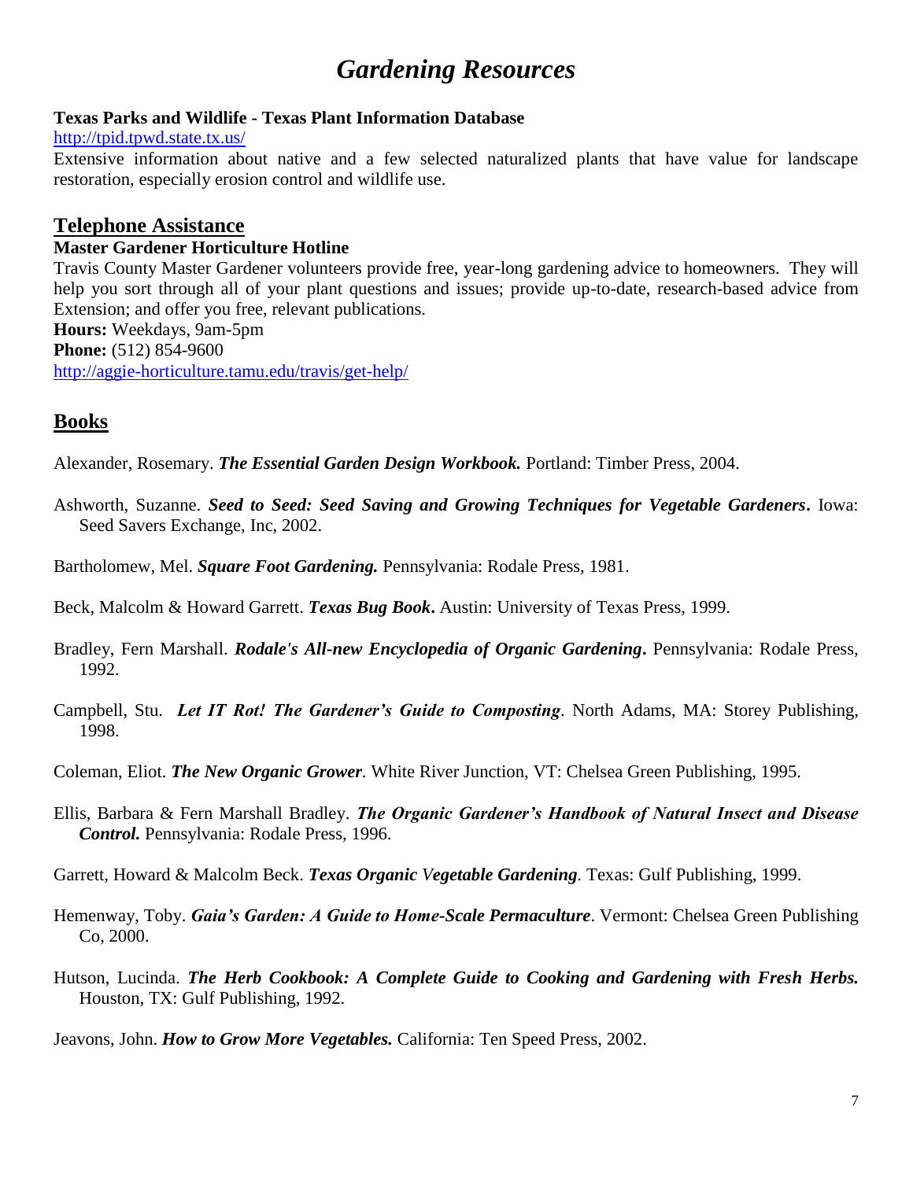# *Gardening Resources*

**Texas Parks and Wildlife - Texas Plant Information Database**

http://tpid.tpwd.state.tx.us/

Extensive information about native and a few selected naturalized plants that have value for landscape restoration, especially erosion control and wildlife use.

## Telephone Assistance

**Master Gardener Horticulture Hotline**

Travis County Master Gardener volunteers provide free, year-long gardening advice to homeowners. They will help you sort through all of your plant questions and issues; provide up-to-date, research-based advice from Extension; and offer you free, relevant publications.

**Hours:** Weekdays, 9am-5pm

**Phone:** (512) 854-9600

http://aggie-horticulture.tamu.edu/travis/get-help/

## Books

Alexander, Rosemary. ***The Essential Garden Design Workbook.*** Portland: Timber Press, 2004.

Ashworth, Suzanne. ***Seed to Seed: Seed Saving and Growing Techniques for Vegetable Gardeners*.** Iowa: Seed Savers Exchange, Inc, 2002.

Bartholomew, Mel. ***Square Foot Gardening.*** Pennsylvania: Rodale Press, 1981.

Beck, Malcolm & Howard Garrett. ***Texas Bug Book*.** Austin: University of Texas Press, 1999.

Bradley, Fern Marshall. ***Rodale's All-new Encyclopedia of Organic Gardening*.** Pennsylvania: Rodale Press, 1992.

Campbell, Stu. ***Let IT Rot! The Gardener's Guide to Composting***. North Adams, MA: Storey Publishing, 1998.

Coleman, Eliot. ***The New Organic Grower****.* White River Junction, VT: Chelsea Green Publishing, 1995.

Ellis, Barbara & Fern Marshall Bradley. ***The Organic Gardener's Handbook of Natural Insect and Disease Control.*** Pennsylvania: Rodale Press, 1996.

Garrett, Howard & Malcolm Beck. ***Texas Organic Vegetable Gardening****.* Texas: Gulf Publishing, 1999.

Hemenway, Toby. ***Gaia's Garden: A Guide to Home-Scale Permaculture***. Vermont: Chelsea Green Publishing Co, 2000.

Hutson, Lucinda. ***The Herb Cookbook: A Complete Guide to Cooking and Gardening with Fresh Herbs.*** Houston, TX: Gulf Publishing, 1992.

Jeavons, John. ***How to Grow More Vegetables.*** California: Ten Speed Press, 2002.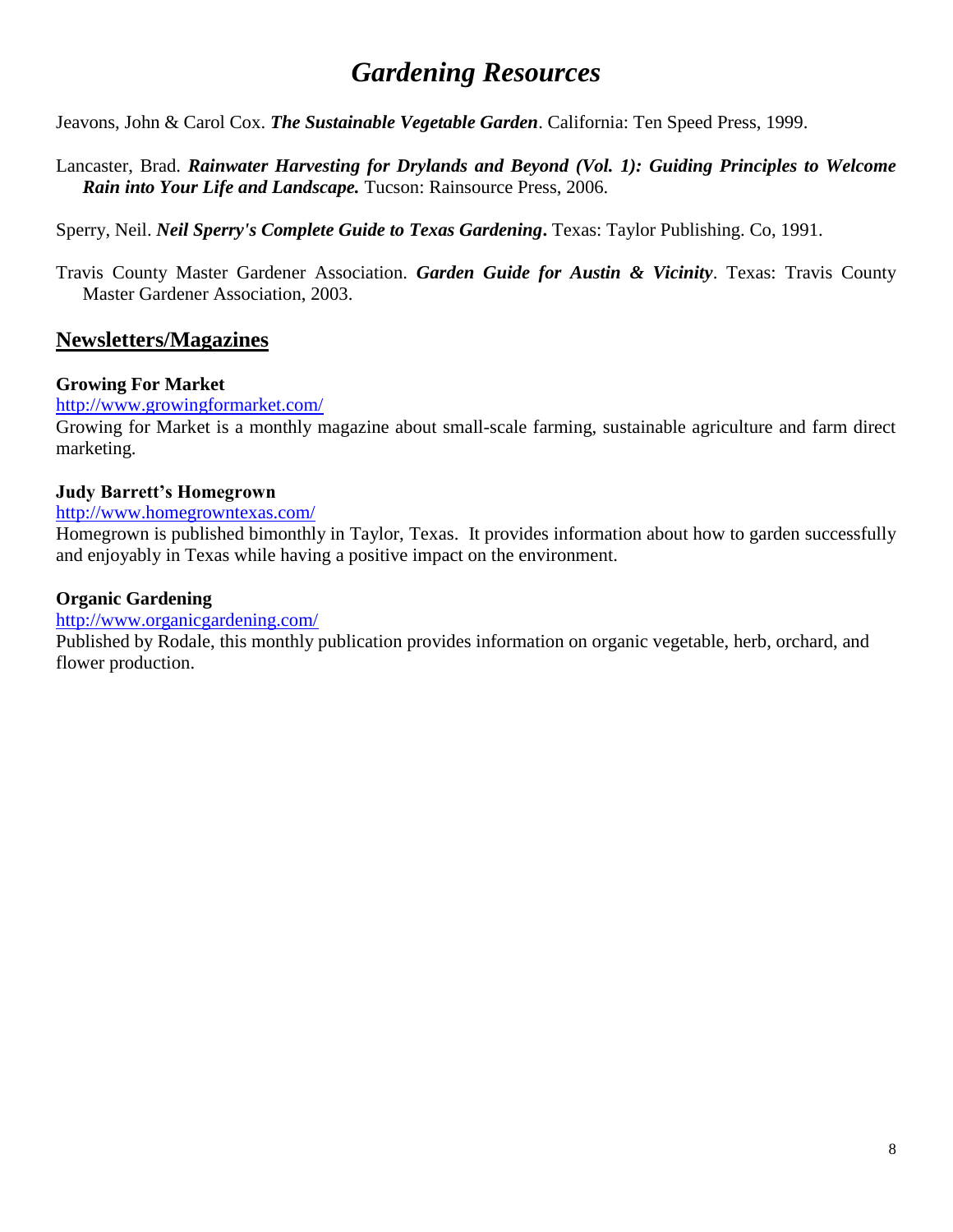# *Gardening Resources*

Jeavons, John & Carol Cox. ***The Sustainable Vegetable Garden***. California: Ten Speed Press, 1999.

Lancaster, Brad. ***Rainwater Harvesting for Drylands and Beyond (Vol. 1): Guiding Principles to Welcome Rain into Your Life and Landscape.*** Tucson: Rainsource Press, 2006.

Sperry, Neil. ***Neil Sperry's Complete Guide to Texas Gardening*.** Texas: Taylor Publishing. Co, 1991.

Travis County Master Gardener Association. ***Garden Guide for Austin & Vicinity***. Texas: Travis County Master Gardener Association, 2003.

## Newsletters/Magazines

**Growing For Market**
http://www.growingformarket.com/
Growing for Market is a monthly magazine about small-scale farming, sustainable agriculture and farm direct marketing.

**Judy Barrett's Homegrown**
http://www.homegrowntexas.com/
Homegrown is published bimonthly in Taylor, Texas. It provides information about how to garden successfully and enjoyably in Texas while having a positive impact on the environment.

**Organic Gardening**
http://www.organicgardening.com/
Published by Rodale, this monthly publication provides information on organic vegetable, herb, orchard, and flower production.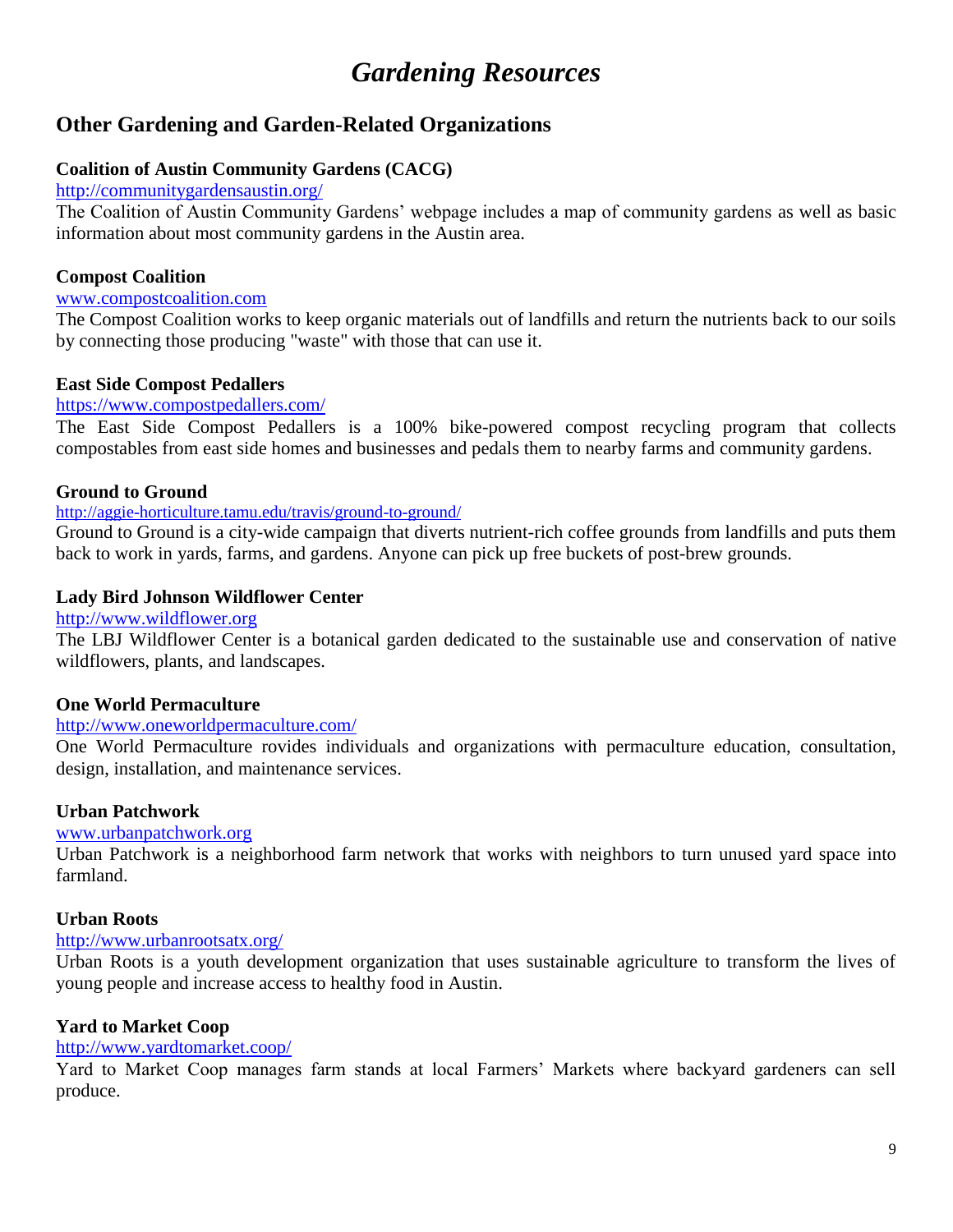# *Gardening Resources*

## Other Gardening and Garden-Related Organizations

**Coalition of Austin Community Gardens (CACG)**
http://communitygardensaustin.org/
The Coalition of Austin Community Gardens' webpage includes a map of community gardens as well as basic information about most community gardens in the Austin area.

**Compost Coalition**
www.compostcoalition.com
The Compost Coalition works to keep organic materials out of landfills and return the nutrients back to our soils by connecting those producing "waste" with those that can use it.

**East Side Compost Pedallers**
https://www.compostpedallers.com/
The East Side Compost Pedallers is a 100% bike-powered compost recycling program that collects compostables from east side homes and businesses and pedals them to nearby farms and community gardens.

**Ground to Ground**
http://aggie-horticulture.tamu.edu/travis/ground-to-ground/
Ground to Ground is a city-wide campaign that diverts nutrient-rich coffee grounds from landfills and puts them back to work in yards, farms, and gardens. Anyone can pick up free buckets of post-brew grounds.

**Lady Bird Johnson Wildflower Center**
http://www.wildflower.org
The LBJ Wildflower Center is a botanical garden dedicated to the sustainable use and conservation of native wildflowers, plants, and landscapes.

**One World Permaculture**
http://www.oneworldpermaculture.com/
One World Permaculture rovides individuals and organizations with permaculture education, consultation, design, installation, and maintenance services.

**Urban Patchwork**
www.urbanpatchwork.org
Urban Patchwork is a neighborhood farm network that works with neighbors to turn unused yard space into farmland.

**Urban Roots**
http://www.urbanrootsatx.org/
Urban Roots is a youth development organization that uses sustainable agriculture to transform the lives of young people and increase access to healthy food in Austin.

**Yard to Market Coop**
http://www.yardtomarket.coop/
Yard to Market Coop manages farm stands at local Farmers' Markets where backyard gardeners can sell produce.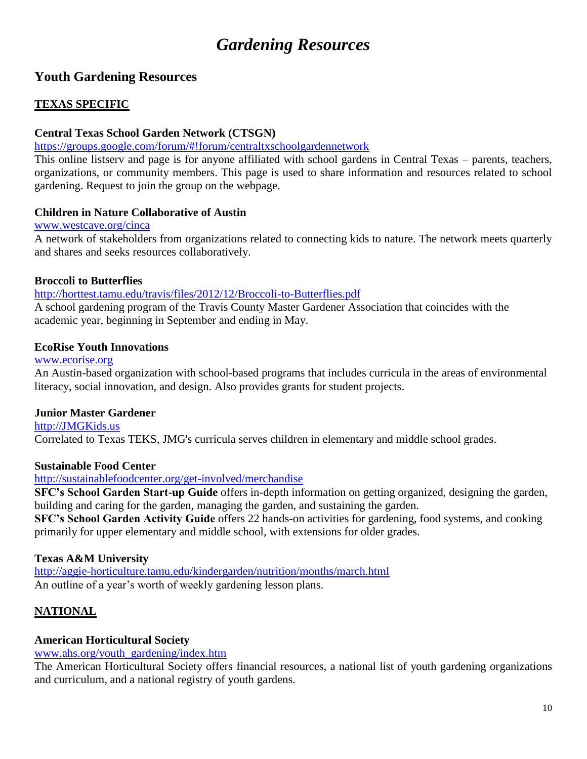# *Gardening Resources*

## Youth Gardening Resources

### TEXAS SPECIFIC

**Central Texas School Garden Network (CTSGN)**
https://groups.google.com/forum/#!forum/centraltxschoolgardennetwork
This online listserv and page is for anyone affiliated with school gardens in Central Texas – parents, teachers, organizations, or community members. This page is used to share information and resources related to school gardening. Request to join the group on the webpage.

**Children in Nature Collaborative of Austin**
www.westcave.org/cinca
A network of stakeholders from organizations related to connecting kids to nature. The network meets quarterly and shares and seeks resources collaboratively.

**Broccoli to Butterflies**
http://horttest.tamu.edu/travis/files/2012/12/Broccoli-to-Butterflies.pdf
A school gardening program of the Travis County Master Gardener Association that coincides with the academic year, beginning in September and ending in May.

**EcoRise Youth Innovations**
www.ecorise.org
An Austin-based organization with school-based programs that includes curricula in the areas of environmental literacy, social innovation, and design. Also provides grants for student projects.

**Junior Master Gardener**
http://JMGKids.us
Correlated to Texas TEKS, JMG's curricula serves children in elementary and middle school grades.

**Sustainable Food Center**
http://sustainablefoodcenter.org/get-involved/merchandise
**SFC's School Garden Start-up Guide** offers in-depth information on getting organized, designing the garden, building and caring for the garden, managing the garden, and sustaining the garden.
**SFC's School Garden Activity Guide** offers 22 hands-on activities for gardening, food systems, and cooking primarily for upper elementary and middle school, with extensions for older grades.

**Texas A&M University**
http://aggie-horticulture.tamu.edu/kindergarden/nutrition/months/march.html
An outline of a year's worth of weekly gardening lesson plans.

### NATIONAL

**American Horticultural Society**
www.ahs.org/youth_gardening/index.htm
The American Horticultural Society offers financial resources, a national list of youth gardening organizations and curriculum, and a national registry of youth gardens.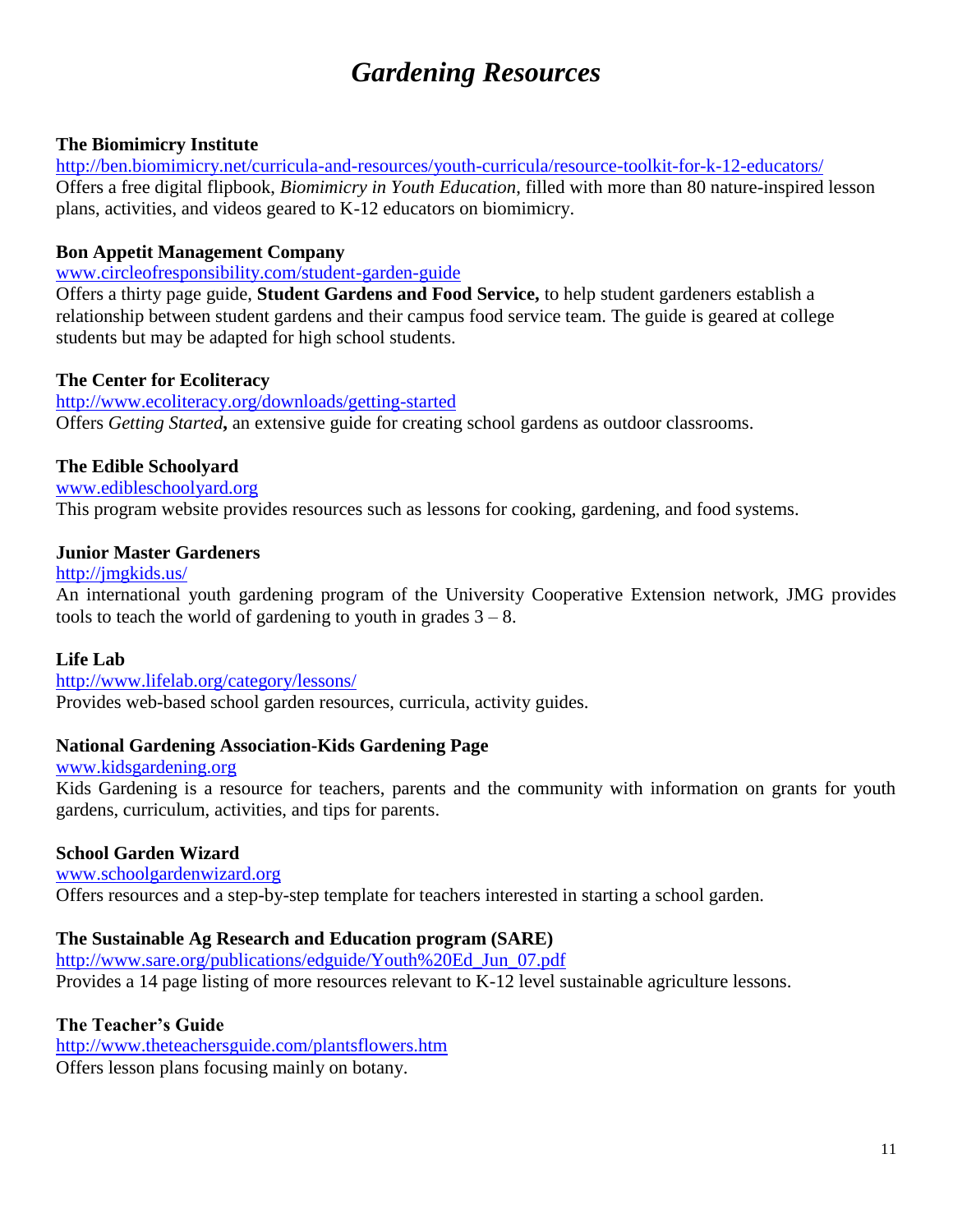# *Gardening Resources*

**The Biomimicry Institute**

http://ben.biomimicry.net/curricula-and-resources/youth-curricula/resource-toolkit-for-k-12-educators/

Offers a free digital flipbook, *Biomimicry in Youth Education*, filled with more than 80 nature-inspired lesson plans, activities, and videos geared to K-12 educators on biomimicry.

**Bon Appetit Management Company**

www.circleofresponsibility.com/student-garden-guide

Offers a thirty page guide, **Student Gardens and Food Service,** to help student gardeners establish a relationship between student gardens and their campus food service team. The guide is geared at college students but may be adapted for high school students.

**The Center for Ecoliteracy**

http://www.ecoliteracy.org/downloads/getting-started

Offers *Getting Started***,** an extensive guide for creating school gardens as outdoor classrooms.

**The Edible Schoolyard**

www.edibleschoolyard.org

This program website provides resources such as lessons for cooking, gardening, and food systems.

**Junior Master Gardeners**

http://jmgkids.us/

An international youth gardening program of the University Cooperative Extension network, JMG provides tools to teach the world of gardening to youth in grades 3 – 8.

**Life Lab**

http://www.lifelab.org/category/lessons/

Provides web-based school garden resources, curricula, activity guides.

**National Gardening Association-Kids Gardening Page**

www.kidsgardening.org

Kids Gardening is a resource for teachers, parents and the community with information on grants for youth gardens, curriculum, activities, and tips for parents.

**School Garden Wizard**

www.schoolgardenwizard.org

Offers resources and a step-by-step template for teachers interested in starting a school garden.

**The Sustainable Ag Research and Education program (SARE)**

http://www.sare.org/publications/edguide/Youth%20Ed_Jun_07.pdf

Provides a 14 page listing of more resources relevant to K-12 level sustainable agriculture lessons.

**The Teacher's Guide**

http://www.theteachersguide.com/plantsflowers.htm

Offers lesson plans focusing mainly on botany.